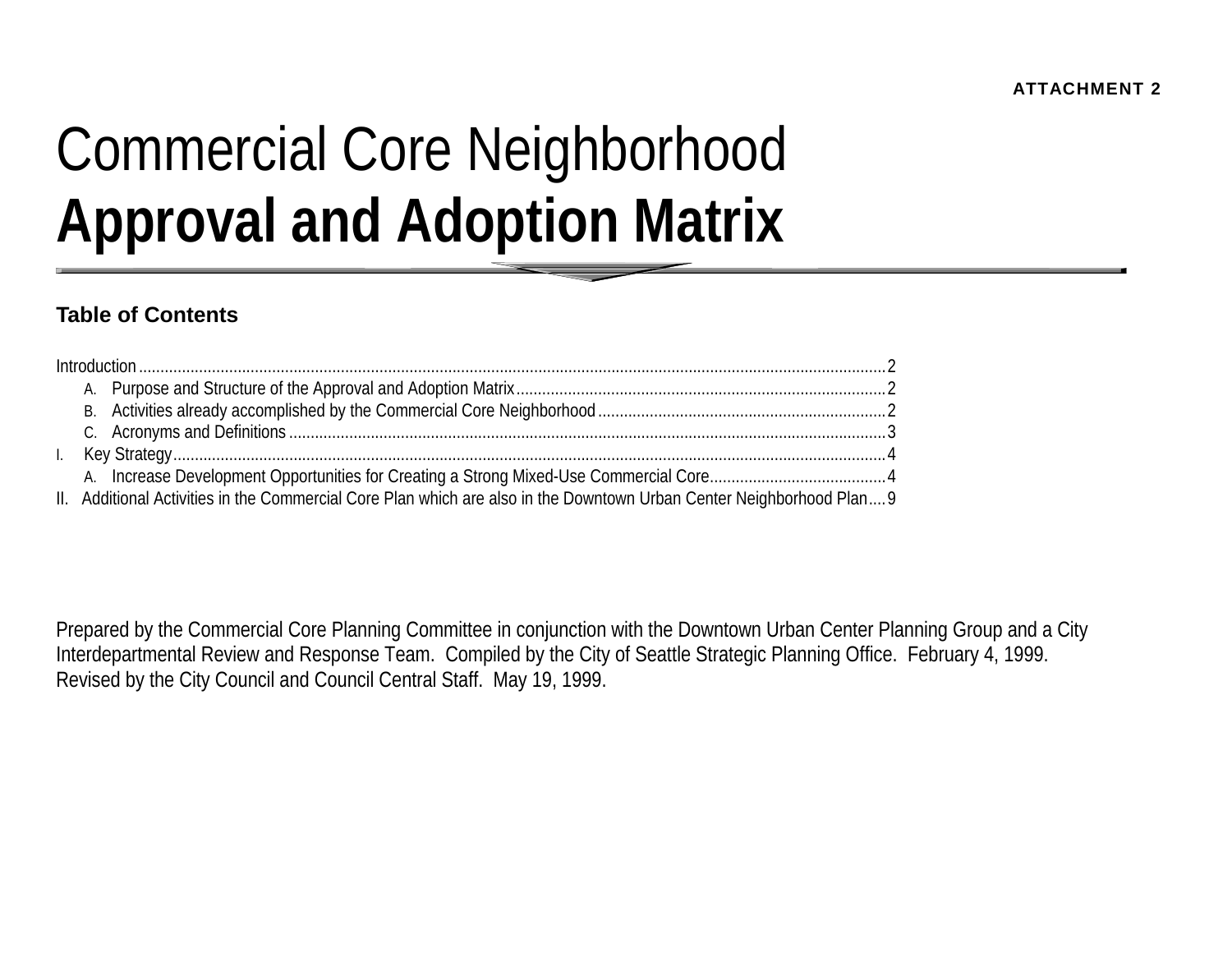**ATTACHMENT 2**

# Commercial Core Neighborhood **Approval and Adoption Matrix**

### Table of Contents

Introduction........................................................................................................2
- A. Purpose and Structure of the Approval and Adoption Matrix........................................2
- B. Activities already accomplished by the Commercial Core Neighborhood........................2
- C. Acronyms and Definitions........................................................................................3

I. Key Strategy........................................................................................................4
- A. Increase Development Opportunities for Creating a Strong Mixed-Use Commercial Core..........4

II. Additional Activities in the Commercial Core Plan which are also in the Downtown Urban Center Neighborhood Plan....9

Prepared by the Commercial Core Planning Committee in conjunction with the Downtown Urban Center Planning Group and a City Interdepartmental Review and Response Team. Compiled by the City of Seattle Strategic Planning Office. February 4, 1999. Revised by the City Council and Council Central Staff. May 19, 1999.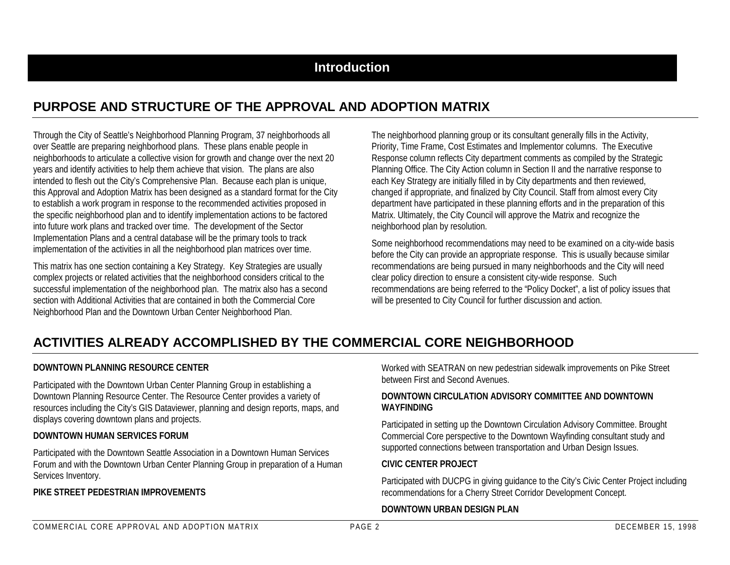# Introduction

## PURPOSE AND STRUCTURE OF THE APPROVAL AND ADOPTION MATRIX

Through the City of Seattle's Neighborhood Planning Program, 37 neighborhoods all over Seattle are preparing neighborhood plans. These plans enable people in neighborhoods to articulate a collective vision for growth and change over the next 20 years and identify activities to help them achieve that vision. The plans are also intended to flesh out the City's Comprehensive Plan. Because each plan is unique, this Approval and Adoption Matrix has been designed as a standard format for the City to establish a work program in response to the recommended activities proposed in the specific neighborhood plan and to identify implementation actions to be factored into future work plans and tracked over time. The development of the Sector Implementation Plans and a central database will be the primary tools to track implementation of the activities in all the neighborhood plan matrices over time.

This matrix has one section containing a Key Strategy. Key Strategies are usually complex projects or related activities that the neighborhood considers critical to the successful implementation of the neighborhood plan. The matrix also has a second section with Additional Activities that are contained in both the Commercial Core Neighborhood Plan and the Downtown Urban Center Neighborhood Plan.

The neighborhood planning group or its consultant generally fills in the Activity, Priority, Time Frame, Cost Estimates and Implementor columns. The Executive Response column reflects City department comments as compiled by the Strategic Planning Office. The City Action column in Section II and the narrative response to each Key Strategy are initially filled in by City departments and then reviewed, changed if appropriate, and finalized by City Council. Staff from almost every City department have participated in these planning efforts and in the preparation of this Matrix. Ultimately, the City Council will approve the Matrix and recognize the neighborhood plan by resolution.

Some neighborhood recommendations may need to be examined on a city-wide basis before the City can provide an appropriate response. This is usually because similar recommendations are being pursued in many neighborhoods and the City will need clear policy direction to ensure a consistent city-wide response. Such recommendations are being referred to the "Policy Docket", a list of policy issues that will be presented to City Council for further discussion and action.

## ACTIVITIES ALREADY ACCOMPLISHED BY THE COMMERCIAL CORE NEIGHBORHOOD

**DOWNTOWN PLANNING RESOURCE CENTER**

Participated with the Downtown Urban Center Planning Group in establishing a Downtown Planning Resource Center. The Resource Center provides a variety of resources including the City's GIS Dataviewer, planning and design reports, maps, and displays covering downtown plans and projects.

**DOWNTOWN HUMAN SERVICES FORUM**

Participated with the Downtown Seattle Association in a Downtown Human Services Forum and with the Downtown Urban Center Planning Group in preparation of a Human Services Inventory.

**PIKE STREET PEDESTRIAN IMPROVEMENTS**

Worked with SEATRAN on new pedestrian sidewalk improvements on Pike Street between First and Second Avenues.

**DOWNTOWN CIRCULATION ADVISORY COMMITTEE AND DOWNTOWN WAYFINDING**

Participated in setting up the Downtown Circulation Advisory Committee. Brought Commercial Core perspective to the Downtown Wayfinding consultant study and supported connections between transportation and Urban Design Issues.

**CIVIC CENTER PROJECT**

Participated with DUCPG in giving guidance to the City's Civic Center Project including recommendations for a Cherry Street Corridor Development Concept.

**DOWNTOWN URBAN DESIGN PLAN**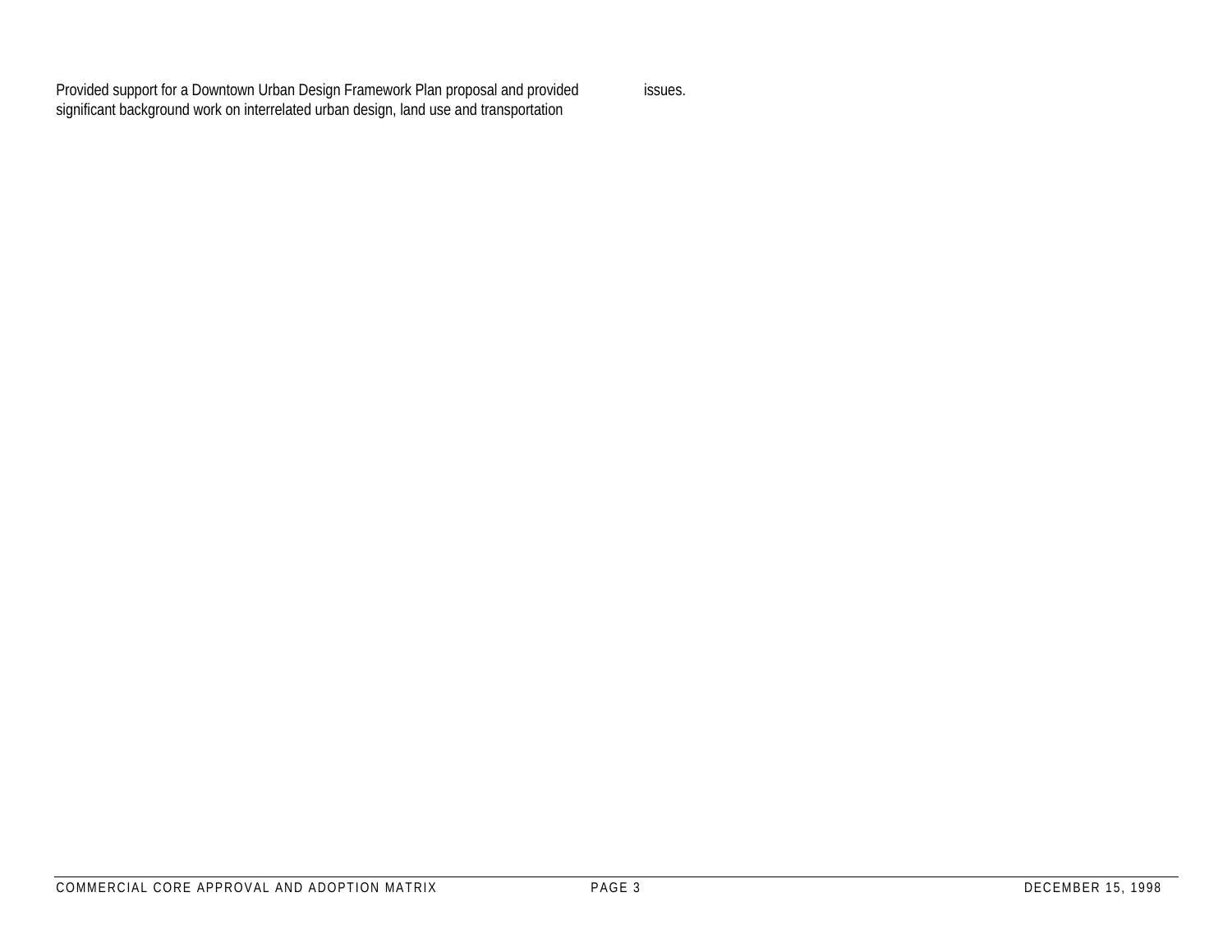Provided support for a Downtown Urban Design Framework Plan proposal and provided significant background work on interrelated urban design, land use and transportation issues.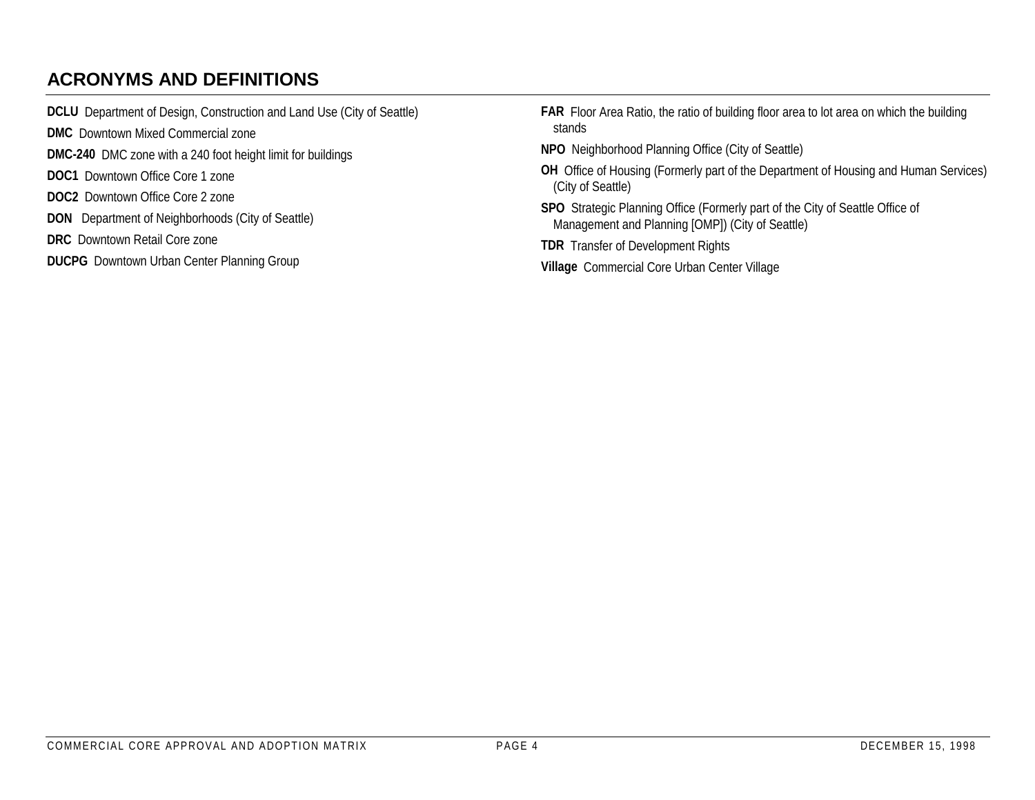## ACRONYMS AND DEFINITIONS

**DCLU** Department of Design, Construction and Land Use (City of Seattle)

**DMC** Downtown Mixed Commercial zone

**DMC-240** DMC zone with a 240 foot height limit for buildings

**DOC1** Downtown Office Core 1 zone

**DOC2** Downtown Office Core 2 zone

**DON** Department of Neighborhoods (City of Seattle)

**DRC** Downtown Retail Core zone

**DUCPG** Downtown Urban Center Planning Group

**FAR** Floor Area Ratio, the ratio of building floor area to lot area on which the building stands

**NPO** Neighborhood Planning Office (City of Seattle)

**OH** Office of Housing (Formerly part of the Department of Housing and Human Services) (City of Seattle)

**SPO** Strategic Planning Office (Formerly part of the City of Seattle Office of Management and Planning [OMP]) (City of Seattle)

**TDR** Transfer of Development Rights

**Village** Commercial Core Urban Center Village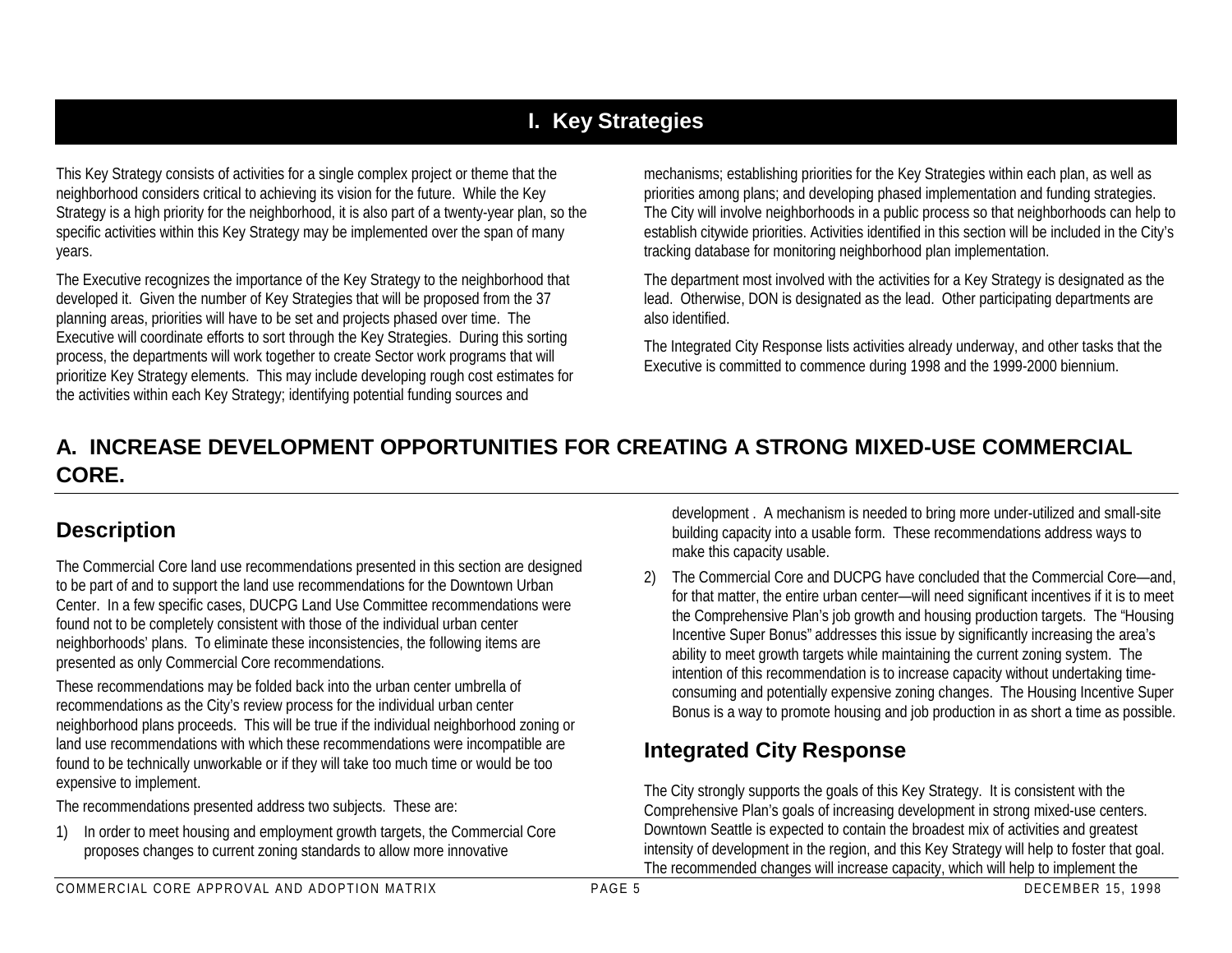# I. Key Strategies

This Key Strategy consists of activities for a single complex project or theme that the neighborhood considers critical to achieving its vision for the future. While the Key Strategy is a high priority for the neighborhood, it is also part of a twenty-year plan, so the specific activities within this Key Strategy may be implemented over the span of many years.

The Executive recognizes the importance of the Key Strategy to the neighborhood that developed it. Given the number of Key Strategies that will be proposed from the 37 planning areas, priorities will have to be set and projects phased over time. The Executive will coordinate efforts to sort through the Key Strategies. During this sorting process, the departments will work together to create Sector work programs that will prioritize Key Strategy elements. This may include developing rough cost estimates for the activities within each Key Strategy; identifying potential funding sources and mechanisms; establishing priorities for the Key Strategies within each plan, as well as priorities among plans; and developing phased implementation and funding strategies. The City will involve neighborhoods in a public process so that neighborhoods can help to establish citywide priorities. Activities identified in this section will be included in the City's tracking database for monitoring neighborhood plan implementation.

The department most involved with the activities for a Key Strategy is designated as the lead. Otherwise, DON is designated as the lead. Other participating departments are also identified.

The Integrated City Response lists activities already underway, and other tasks that the Executive is committed to commence during 1998 and the 1999-2000 biennium.

## A. INCREASE DEVELOPMENT OPPORTUNITIES FOR CREATING A STRONG MIXED-USE COMMERCIAL CORE.

### Description

The Commercial Core land use recommendations presented in this section are designed to be part of and to support the land use recommendations for the Downtown Urban Center. In a few specific cases, DUCPG Land Use Committee recommendations were found not to be completely consistent with those of the individual urban center neighborhoods' plans. To eliminate these inconsistencies, the following items are presented as only Commercial Core recommendations.

These recommendations may be folded back into the urban center umbrella of recommendations as the City's review process for the individual urban center neighborhood plans proceeds. This will be true if the individual neighborhood zoning or land use recommendations with which these recommendations were incompatible are found to be technically unworkable or if they will take too much time or would be too expensive to implement.

The recommendations presented address two subjects. These are:

1) In order to meet housing and employment growth targets, the Commercial Core proposes changes to current zoning standards to allow more innovative development . A mechanism is needed to bring more under-utilized and small-site building capacity into a usable form. These recommendations address ways to make this capacity usable.
2) The Commercial Core and DUCPG have concluded that the Commercial Core—and, for that matter, the entire urban center—will need significant incentives if it is to meet the Comprehensive Plan's job growth and housing production targets. The "Housing Incentive Super Bonus" addresses this issue by significantly increasing the area's ability to meet growth targets while maintaining the current zoning system. The intention of this recommendation is to increase capacity without undertaking time-consuming and potentially expensive zoning changes. The Housing Incentive Super Bonus is a way to promote housing and job production in as short a time as possible.

### Integrated City Response

The City strongly supports the goals of this Key Strategy. It is consistent with the Comprehensive Plan's goals of increasing development in strong mixed-use centers. Downtown Seattle is expected to contain the broadest mix of activities and greatest intensity of development in the region, and this Key Strategy will help to foster that goal. The recommended changes will increase capacity, which will help to implement the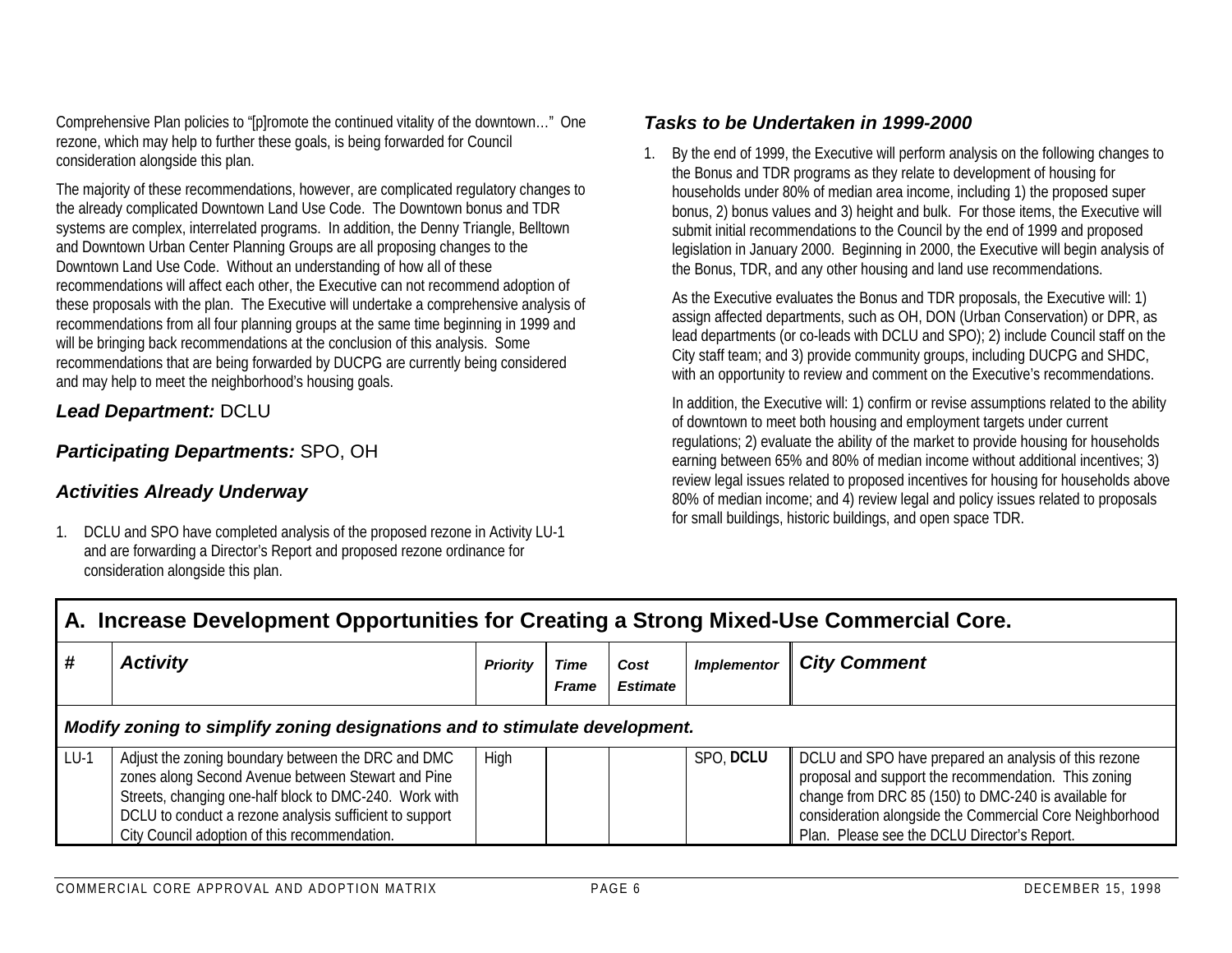Comprehensive Plan policies to "[p]romote the continued vitality of the downtown…" One rezone, which may help to further these goals, is being forwarded for Council consideration alongside this plan.

The majority of these recommendations, however, are complicated regulatory changes to the already complicated Downtown Land Use Code. The Downtown bonus and TDR systems are complex, interrelated programs. In addition, the Denny Triangle, Belltown and Downtown Urban Center Planning Groups are all proposing changes to the Downtown Land Use Code. Without an understanding of how all of these recommendations will affect each other, the Executive can not recommend adoption of these proposals with the plan. The Executive will undertake a comprehensive analysis of recommendations from all four planning groups at the same time beginning in 1999 and will be bringing back recommendations at the conclusion of this analysis. Some recommendations that are being forwarded by DUCPG are currently being considered and may help to meet the neighborhood's housing goals.

### *Lead Department:* DCLU

### *Participating Departments:* SPO, OH

### *Activities Already Underway*

1. DCLU and SPO have completed analysis of the proposed rezone in Activity LU-1 and are forwarding a Director's Report and proposed rezone ordinance for consideration alongside this plan.

### *Tasks to be Undertaken in 1999-2000*

1. By the end of 1999, the Executive will perform analysis on the following changes to the Bonus and TDR programs as they relate to development of housing for households under 80% of median area income, including 1) the proposed super bonus, 2) bonus values and 3) height and bulk. For those items, the Executive will submit initial recommendations to the Council by the end of 1999 and proposed legislation in January 2000. Beginning in 2000, the Executive will begin analysis of the Bonus, TDR, and any other housing and land use recommendations.

   As the Executive evaluates the Bonus and TDR proposals, the Executive will: 1) assign affected departments, such as OH, DON (Urban Conservation) or DPR, as lead departments (or co-leads with DCLU and SPO); 2) include Council staff on the City staff team; and 3) provide community groups, including DUCPG and SHDC, with an opportunity to review and comment on the Executive's recommendations.

   In addition, the Executive will: 1) confirm or revise assumptions related to the ability of downtown to meet both housing and employment targets under current regulations; 2) evaluate the ability of the market to provide housing for households earning between 65% and 80% of median income without additional incentives; 3) review legal issues related to proposed incentives for housing for households above 80% of median income; and 4) review legal and policy issues related to proposals for small buildings, historic buildings, and open space TDR.

## A. Increase Development Opportunities for Creating a Strong Mixed-Use Commercial Core.

| # | *Activity* | *Priority* | *Time Frame* | *Cost Estimate* | *Implementor* | *City Comment* |
|---|---|---|---|---|---|---|
| ***Modify zoning to simplify zoning designations and to stimulate development.*** | | | | | | |
| LU-1 | Adjust the zoning boundary between the DRC and DMC zones along Second Avenue between Stewart and Pine Streets, changing one-half block to DMC-240. Work with DCLU to conduct a rezone analysis sufficient to support City Council adoption of this recommendation. | High | | | SPO, **DCLU** | DCLU and SPO have prepared an analysis of this rezone proposal and support the recommendation. This zoning change from DRC 85 (150) to DMC-240 is available for consideration alongside the Commercial Core Neighborhood Plan. Please see the DCLU Director's Report. |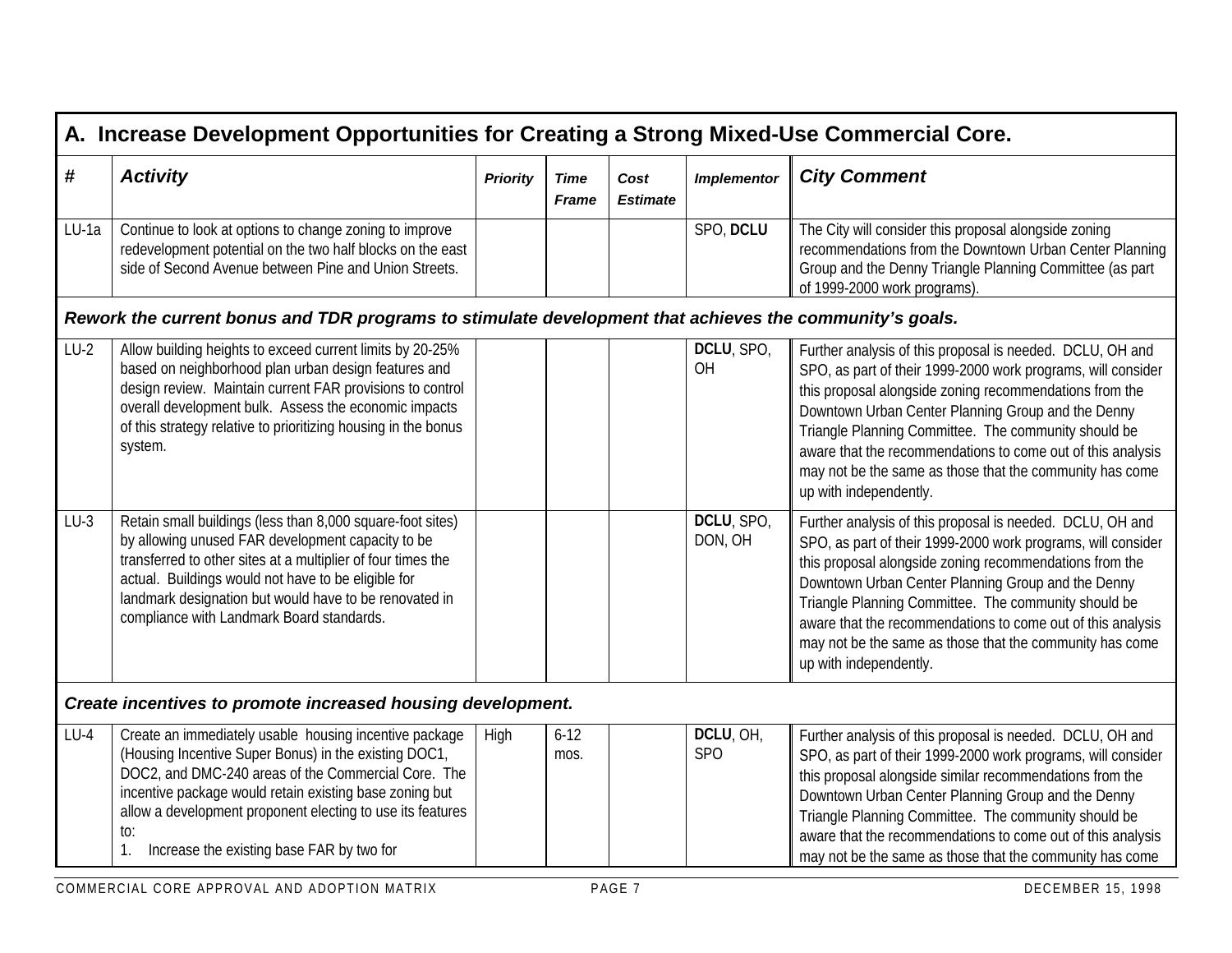| A. Increase Development Opportunities for Creating a Strong Mixed-Use Commercial Core. | | | | | | |
|---|---|---|---|---|---|---|
| **#** | ***Activity*** | ***Priority*** | ***Time Frame*** | ***Cost Estimate*** | ***Implementor*** | ***City Comment*** |
| LU-1a | Continue to look at options to change zoning to improve redevelopment potential on the two half blocks on the east side of Second Avenue between Pine and Union Streets. | | | | SPO, **DCLU** | The City will consider this proposal alongside zoning recommendations from the Downtown Urban Center Planning Group and the Denny Triangle Planning Committee (as part of 1999-2000 work programs). |
| ***Rework the current bonus and TDR programs to stimulate development that achieves the community's goals.*** | | | | | | |
| LU-2 | Allow building heights to exceed current limits by 20-25% based on neighborhood plan urban design features and design review. Maintain current FAR provisions to control overall development bulk. Assess the economic impacts of this strategy relative to prioritizing housing in the bonus system. | | | | **DCLU**, SPO, OH | Further analysis of this proposal is needed. DCLU, OH and SPO, as part of their 1999-2000 work programs, will consider this proposal alongside zoning recommendations from the Downtown Urban Center Planning Group and the Denny Triangle Planning Committee. The community should be aware that the recommendations to come out of this analysis may not be the same as those that the community has come up with independently. |
| LU-3 | Retain small buildings (less than 8,000 square-foot sites) by allowing unused FAR development capacity to be transferred to other sites at a multiplier of four times the actual. Buildings would not have to be eligible for landmark designation but would have to be renovated in compliance with Landmark Board standards. | | | | **DCLU**, SPO, DON, OH | Further analysis of this proposal is needed. DCLU, OH and SPO, as part of their 1999-2000 work programs, will consider this proposal alongside zoning recommendations from the Downtown Urban Center Planning Group and the Denny Triangle Planning Committee. The community should be aware that the recommendations to come out of this analysis may not be the same as those that the community has come up with independently. |
| ***Create incentives to promote increased housing development.*** | | | | | | |
| LU-4 | Create an immediately usable housing incentive package (Housing Incentive Super Bonus) in the existing DOC1, DOC2, and DMC-240 areas of the Commercial Core. The incentive package would retain existing base zoning but allow a development proponent electing to use its features to:<br>1. Increase the existing base FAR by two for | High | 6-12 mos. | | **DCLU**, OH, SPO | Further analysis of this proposal is needed. DCLU, OH and SPO, as part of their 1999-2000 work programs, will consider this proposal alongside similar recommendations from the Downtown Urban Center Planning Group and the Denny Triangle Planning Committee. The community should be aware that the recommendations to come out of this analysis may not be the same as those that the community has come |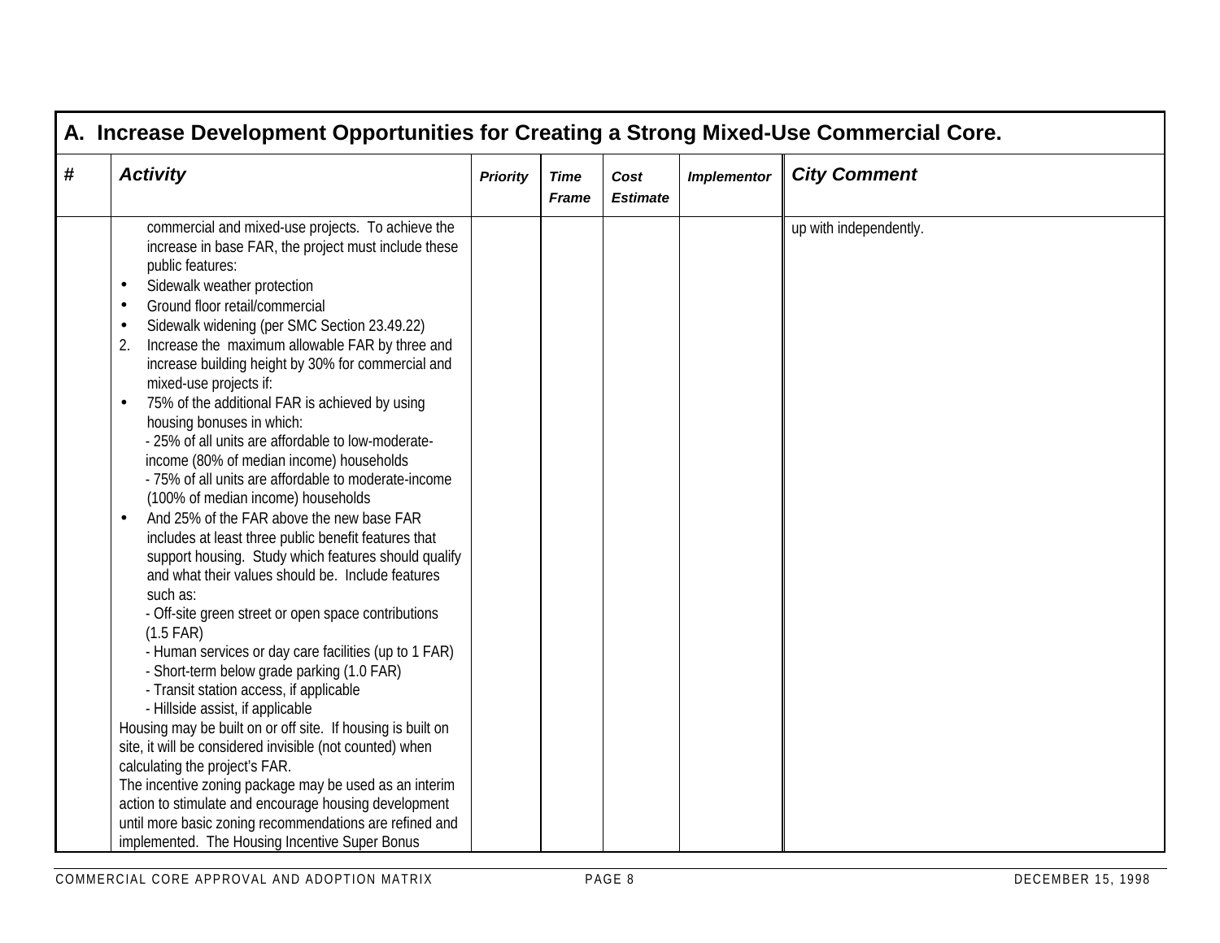| A. Increase Development Opportunities for Creating a Strong Mixed-Use Commercial Core. | | | | | | |
|---|---|---|---|---|---|---|
| **#** | ***Activity*** | ***Priority*** | ***Time Frame*** | ***Cost Estimate*** | ***Implementor*** | ***City Comment*** |
| | commercial and mixed-use projects. To achieve the increase in base FAR, the project must include these public features:<br>• Sidewalk weather protection<br>• Ground floor retail/commercial<br>• Sidewalk widening (per SMC Section 23.49.22)<br>2. Increase the maximum allowable FAR by three and increase building height by 30% for commercial and mixed-use projects if:<br>• 75% of the additional FAR is achieved by using housing bonuses in which:<br>- 25% of all units are affordable to low-moderate-income (80% of median income) households<br>- 75% of all units are affordable to moderate-income (100% of median income) households<br>• And 25% of the FAR above the new base FAR includes at least three public benefit features that support housing. Study which features should qualify and what their values should be. Include features such as:<br>- Off-site green street or open space contributions (1.5 FAR)<br>- Human services or day care facilities (up to 1 FAR)<br>- Short-term below grade parking (1.0 FAR)<br>- Transit station access, if applicable<br>- Hillside assist, if applicable<br>Housing may be built on or off site. If housing is built on site, it will be considered invisible (not counted) when calculating the project's FAR.<br>The incentive zoning package may be used as an interim action to stimulate and encourage housing development until more basic zoning recommendations are refined and implemented. The Housing Incentive Super Bonus | | | | | up with independently. |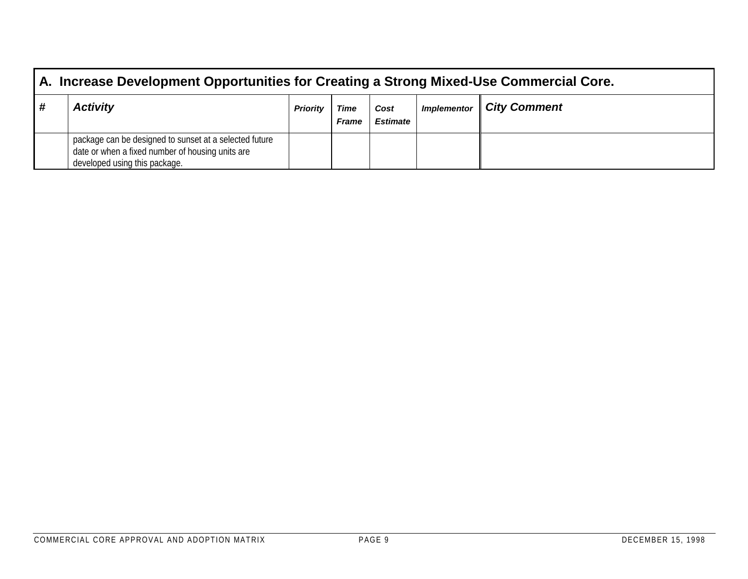| A. Increase Development Opportunities for Creating a Strong Mixed-Use Commercial Core. | | | | | | |
|---|---|---|---|---|---|---|
| **#** | ***Activity*** | ***Priority*** | ***Time Frame*** | ***Cost Estimate*** | ***Implementor*** | ***City Comment*** |
| | package can be designed to sunset at a selected future date or when a fixed number of housing units are developed using this package. | | | | | |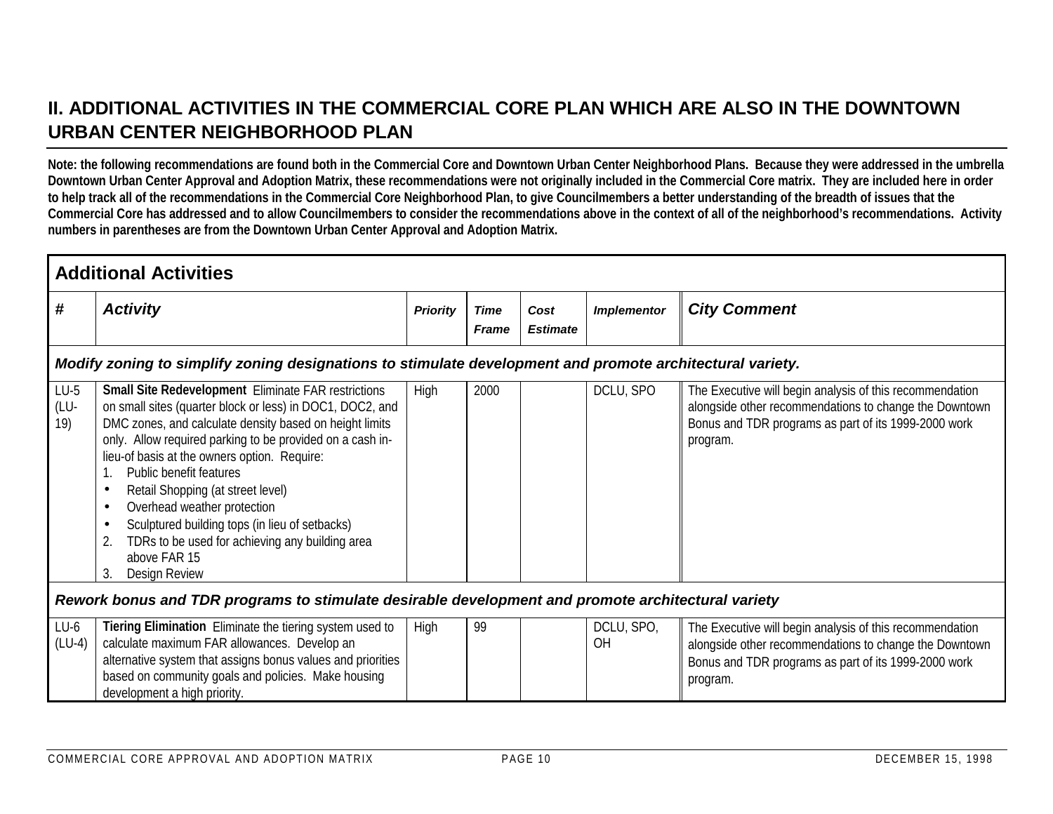## II. ADDITIONAL ACTIVITIES IN THE COMMERCIAL CORE PLAN WHICH ARE ALSO IN THE DOWNTOWN URBAN CENTER NEIGHBORHOOD PLAN

**Note: the following recommendations are found both in the Commercial Core and Downtown Urban Center Neighborhood Plans. Because they were addressed in the umbrella Downtown Urban Center Approval and Adoption Matrix, these recommendations were not originally included in the Commercial Core matrix. They are included here in order to help track all of the recommendations in the Commercial Core Neighborhood Plan, to give Councilmembers a better understanding of the breadth of issues that the Commercial Core has addressed and to allow Councilmembers to consider the recommendations above in the context of all of the neighborhood's recommendations. Activity numbers in parentheses are from the Downtown Urban Center Approval and Adoption Matrix.**

| Additional Activities | | | | | | |
|---|---|---|---|---|---|---|
| **#** | **Activity** | **Priority** | **Time Frame** | **Cost Estimate** | **Implementor** | **City Comment** |
| ***Modify zoning to simplify zoning designations to stimulate development and promote architectural variety.*** | | | | | | |
| LU-5 (LU-19) | **Small Site Redevelopment** Eliminate FAR restrictions on small sites (quarter block or less) in DOC1, DOC2, and DMC zones, and calculate density based on height limits only. Allow required parking to be provided on a cash in-lieu-of basis at the owners option. Require:<br>1. Public benefit features<br>• Retail Shopping (at street level)<br>• Overhead weather protection<br>• Sculptured building tops (in lieu of setbacks)<br>2. TDRs to be used for achieving any building area above FAR 15<br>3. Design Review | High | 2000 | | DCLU, SPO | The Executive will begin analysis of this recommendation alongside other recommendations to change the Downtown Bonus and TDR programs as part of its 1999-2000 work program. |
| ***Rework bonus and TDR programs to stimulate desirable development and promote architectural variety*** | | | | | | |
| LU-6 (LU-4) | **Tiering Elimination** Eliminate the tiering system used to calculate maximum FAR allowances. Develop an alternative system that assigns bonus values and priorities based on community goals and policies. Make housing development a high priority. | High | 99 | | DCLU, SPO, OH | The Executive will begin analysis of this recommendation alongside other recommendations to change the Downtown Bonus and TDR programs as part of its 1999-2000 work program. |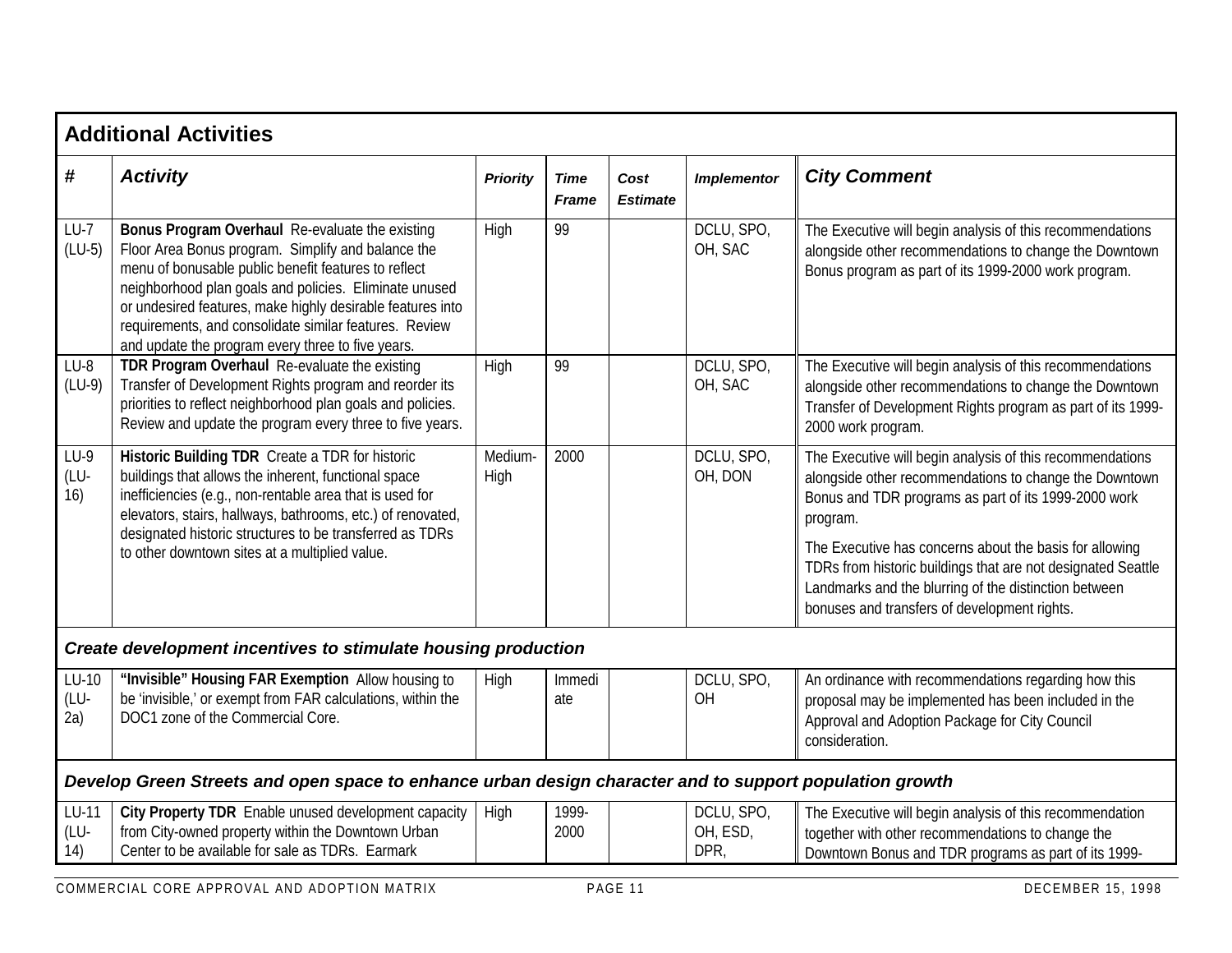## Additional Activities

| # | Activity | Priority | Time Frame | Cost Estimate | Implementor | City Comment |
|---|---|---|---|---|---|---|
| LU-7 (LU-5) | **Bonus Program Overhaul** Re-evaluate the existing Floor Area Bonus program. Simplify and balance the menu of bonusable public benefit features to reflect neighborhood plan goals and policies. Eliminate unused or undesired features, make highly desirable features into requirements, and consolidate similar features. Review and update the program every three to five years. | High | 99 | | DCLU, SPO, OH, SAC | The Executive will begin analysis of this recommendations alongside other recommendations to change the Downtown Bonus program as part of its 1999-2000 work program. |
| LU-8 (LU-9) | **TDR Program Overhaul** Re-evaluate the existing Transfer of Development Rights program and reorder its priorities to reflect neighborhood plan goals and policies. Review and update the program every three to five years. | High | 99 | | DCLU, SPO, OH, SAC | The Executive will begin analysis of this recommendations alongside other recommendations to change the Downtown Transfer of Development Rights program as part of its 1999-2000 work program. |
| LU-9 (LU-16) | **Historic Building TDR** Create a TDR for historic buildings that allows the inherent, functional space inefficiencies (e.g., non-rentable area that is used for elevators, stairs, hallways, bathrooms, etc.) of renovated, designated historic structures to be transferred as TDRs to other downtown sites at a multiplied value. | Medium-High | 2000 | | DCLU, SPO, OH, DON | The Executive will begin analysis of this recommendations alongside other recommendations to change the Downtown Bonus and TDR programs as part of its 1999-2000 work program. The Executive has concerns about the basis for allowing TDRs from historic buildings that are not designated Seattle Landmarks and the blurring of the distinction between bonuses and transfers of development rights. |
| ***Create development incentives to stimulate housing production*** | | | | | | |
| LU-10 (LU-2a) | **"Invisible" Housing FAR Exemption** Allow housing to be 'invisible,' or exempt from FAR calculations, within the DOC1 zone of the Commercial Core. | High | Immediate | | DCLU, SPO, OH | An ordinance with recommendations regarding how this proposal may be implemented has been included in the Approval and Adoption Package for City Council consideration. |
| ***Develop Green Streets and open space to enhance urban design character and to support population growth*** | | | | | | |
| LU-11 (LU-14) | **City Property TDR** Enable unused development capacity from City-owned property within the Downtown Urban Center to be available for sale as TDRs. Earmark | High | 1999-2000 | | DCLU, SPO, OH, ESD, DPR, | The Executive will begin analysis of this recommendation together with other recommendations to change the Downtown Bonus and TDR programs as part of its 1999- |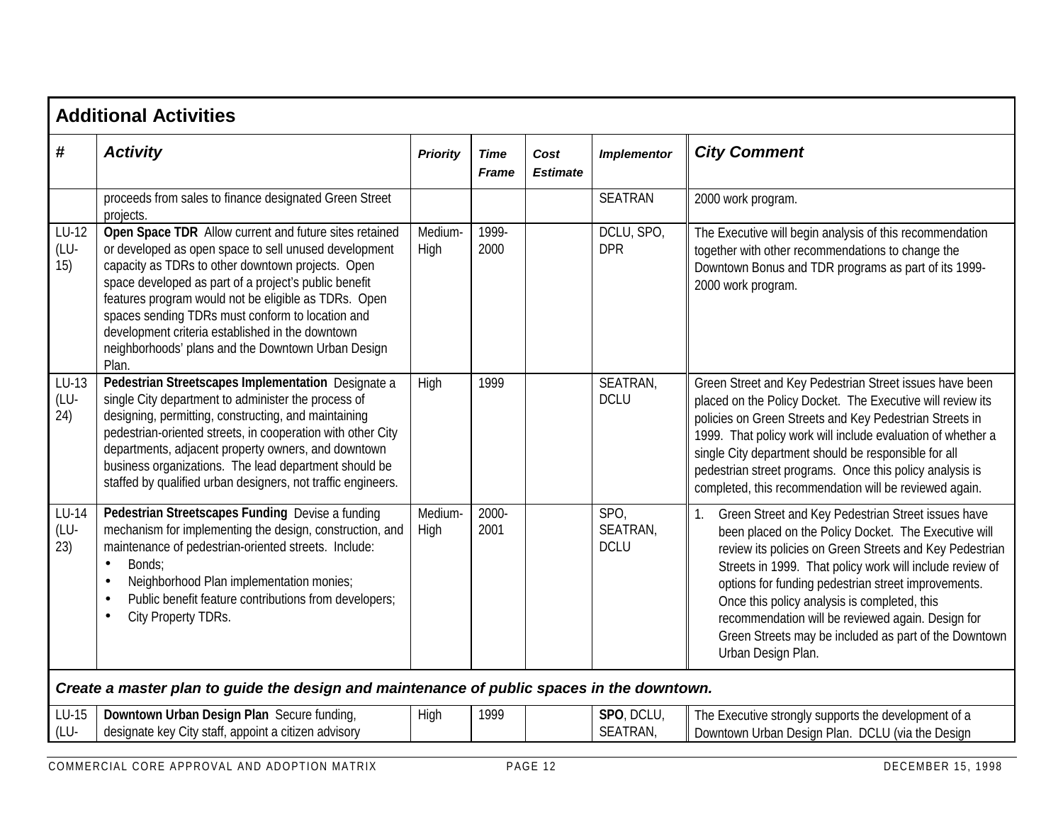## Additional Activities

| # | Activity | Priority | Time Frame | Cost Estimate | Implementor | City Comment |
|---|---|---|---|---|---|---|
| | proceeds from sales to finance designated Green Street projects. | | | | SEATRAN | 2000 work program. |
| LU-12 (LU-15) | **Open Space TDR** Allow current and future sites retained or developed as open space to sell unused development capacity as TDRs to other downtown projects. Open space developed as part of a project's public benefit features program would not be eligible as TDRs. Open spaces sending TDRs must conform to location and development criteria established in the downtown neighborhoods' plans and the Downtown Urban Design Plan. | Medium-High | 1999-2000 | | DCLU, SPO, DPR | The Executive will begin analysis of this recommendation together with other recommendations to change the Downtown Bonus and TDR programs as part of its 1999-2000 work program. |
| LU-13 (LU-24) | **Pedestrian Streetscapes Implementation** Designate a single City department to administer the process of designing, permitting, constructing, and maintaining pedestrian-oriented streets, in cooperation with other City departments, adjacent property owners, and downtown business organizations. The lead department should be staffed by qualified urban designers, not traffic engineers. | High | 1999 | | SEATRAN, DCLU | Green Street and Key Pedestrian Street issues have been placed on the Policy Docket. The Executive will review its policies on Green Streets and Key Pedestrian Streets in 1999. That policy work will include evaluation of whether a single City department should be responsible for all pedestrian street programs. Once this policy analysis is completed, this recommendation will be reviewed again. |
| LU-14 (LU-23) | **Pedestrian Streetscapes Funding** Devise a funding mechanism for implementing the design, construction, and maintenance of pedestrian-oriented streets. Include: <br>• Bonds; <br>• Neighborhood Plan implementation monies; <br>• Public benefit feature contributions from developers; <br>• City Property TDRs. | Medium-High | 2000-2001 | | SPO, SEATRAN, DCLU | 1. Green Street and Key Pedestrian Street issues have been placed on the Policy Docket. The Executive will review its policies on Green Streets and Key Pedestrian Streets in 1999. That policy work will include review of options for funding pedestrian street improvements. Once this policy analysis is completed, this recommendation will be reviewed again. Design for Green Streets may be included as part of the Downtown Urban Design Plan. |
| ***Create a master plan to guide the design and maintenance of public spaces in the downtown.*** | | | | | | |
| LU-15 (LU- | **Downtown Urban Design Plan** Secure funding, designate key City staff, appoint a citizen advisory | High | 1999 | | **SPO**, DCLU, SEATRAN, | The Executive strongly supports the development of a Downtown Urban Design Plan. DCLU (via the Design |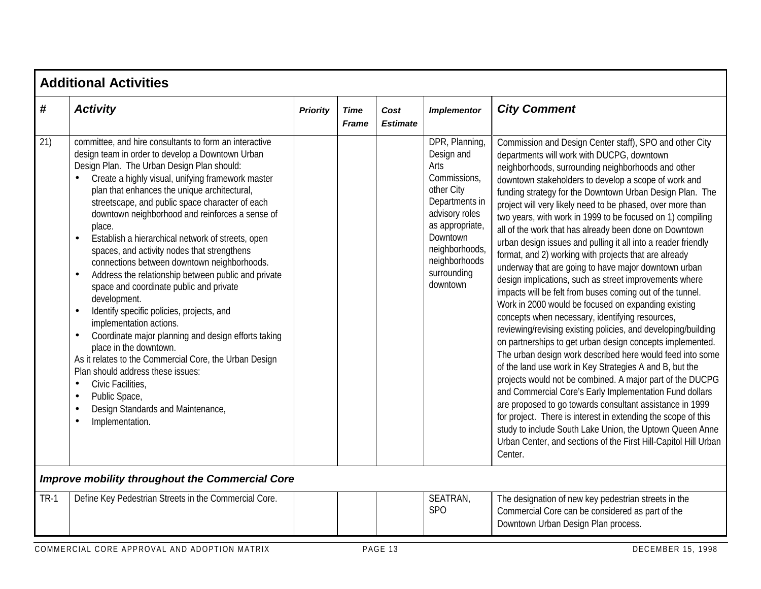## Additional Activities

| # | Activity | Priority | Time Frame | Cost Estimate | Implementor | City Comment |
|---|---|---|---|---|---|---|
| 21) | committee, and hire consultants to form an interactive design team in order to develop a Downtown Urban Design Plan. The Urban Design Plan should:<br>• Create a highly visual, unifying framework master plan that enhances the unique architectural, streetscape, and public space character of each downtown neighborhood and reinforces a sense of place.<br>• Establish a hierarchical network of streets, open spaces, and activity nodes that strengthens connections between downtown neighborhoods.<br>• Address the relationship between public and private space and coordinate public and private development.<br>• Identify specific policies, projects, and implementation actions.<br>• Coordinate major planning and design efforts taking place in the downtown.<br>As it relates to the Commercial Core, the Urban Design Plan should address these issues:<br>• Civic Facilities,<br>• Public Space,<br>• Design Standards and Maintenance,<br>• Implementation. | | | | DPR, Planning, Design and Arts Commissions, other City Departments in advisory roles as appropriate, Downtown neighborhoods, neighborhoods surrounding downtown | Commission and Design Center staff), SPO and other City departments will work with DUCPG, downtown neighborhoods, surrounding neighborhoods and other downtown stakeholders to develop a scope of work and funding strategy for the Downtown Urban Design Plan. The project will very likely need to be phased, over more than two years, with work in 1999 to be focused on 1) compiling all of the work that has already been done on Downtown urban design issues and pulling it all into a reader friendly format, and 2) working with projects that are already underway that are going to have major downtown urban design implications, such as street improvements where impacts will be felt from buses coming out of the tunnel. Work in 2000 would be focused on expanding existing concepts when necessary, identifying resources, reviewing/revising existing policies, and developing/building on partnerships to get urban design concepts implemented. The urban design work described here would feed into some of the land use work in Key Strategies A and B, but the projects would not be combined. A major part of the DUCPG and Commercial Core's Early Implementation Fund dollars are proposed to go towards consultant assistance in 1999 for project. There is interest in extending the scope of this study to include South Lake Union, the Uptown Queen Anne Urban Center, and sections of the First Hill-Capitol Hill Urban Center. |
| ***Improve mobility throughout the Commercial Core*** | | | | | | |
| TR-1 | Define Key Pedestrian Streets in the Commercial Core. | | | | SEATRAN, SPO | The designation of new key pedestrian streets in the Commercial Core can be considered as part of the Downtown Urban Design Plan process. |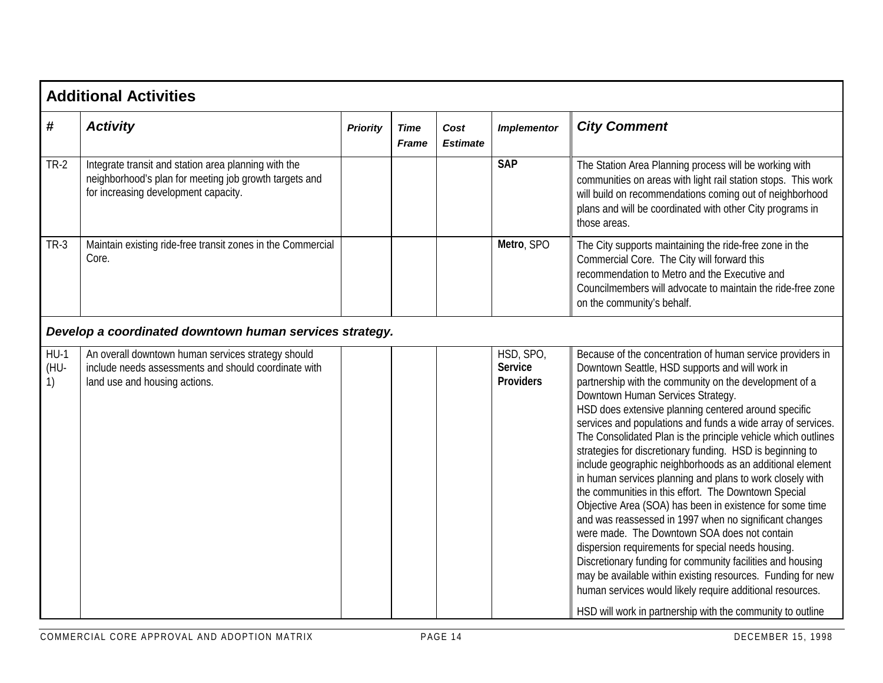## Additional Activities

| # | Activity | Priority | Time Frame | Cost Estimate | Implementor | City Comment |
|---|---|---|---|---|---|---|
| TR-2 | Integrate transit and station area planning with the neighborhood's plan for meeting job growth targets and for increasing development capacity. | | | | **SAP** | The Station Area Planning process will be working with communities on areas with light rail station stops. This work will build on recommendations coming out of neighborhood plans and will be coordinated with other City programs in those areas. |
| TR-3 | Maintain existing ride-free transit zones in the Commercial Core. | | | | **Metro**, SPO | The City supports maintaining the ride-free zone in the Commercial Core. The City will forward this recommendation to Metro and the Executive and Councilmembers will advocate to maintain the ride-free zone on the community's behalf. |
| ***Develop a coordinated downtown human services strategy.*** | | | | | | |
| HU-1 (HU-1) | An overall downtown human services strategy should include needs assessments and should coordinate with land use and housing actions. | | | | HSD, SPO, **Service Providers** | Because of the concentration of human service providers in Downtown Seattle, HSD supports and will work in partnership with the community on the development of a Downtown Human Services Strategy. HSD does extensive planning centered around specific services and populations and funds a wide array of services. The Consolidated Plan is the principle vehicle which outlines strategies for discretionary funding. HSD is beginning to include geographic neighborhoods as an additional element in human services planning and plans to work closely with the communities in this effort. The Downtown Special Objective Area (SOA) has been in existence for some time and was reassessed in 1997 when no significant changes were made. The Downtown SOA does not contain dispersion requirements for special needs housing. Discretionary funding for community facilities and housing may be available within existing resources. Funding for new human services would likely require additional resources. HSD will work in partnership with the community to outline |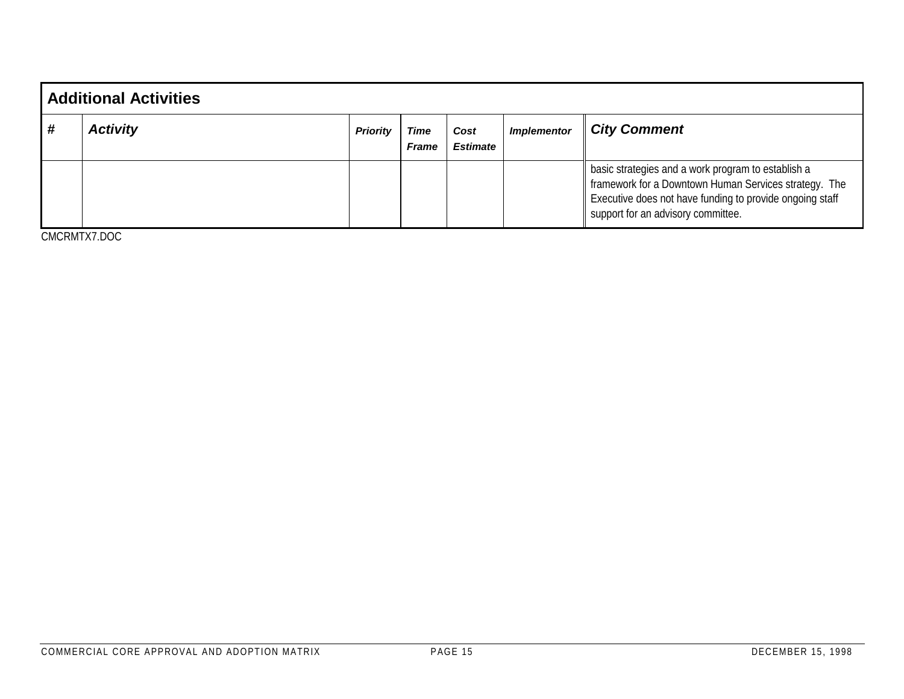## Additional Activities

| # | *Activity* | *Priority* | *Time Frame* | *Cost Estimate* | *Implementor* | *City Comment* |
|---|---|---|---|---|---|---|
| | | | | | | basic strategies and a work program to establish a framework for a Downtown Human Services strategy. The Executive does not have funding to provide ongoing staff support for an advisory committee. |

CMCRMTX7.DOC